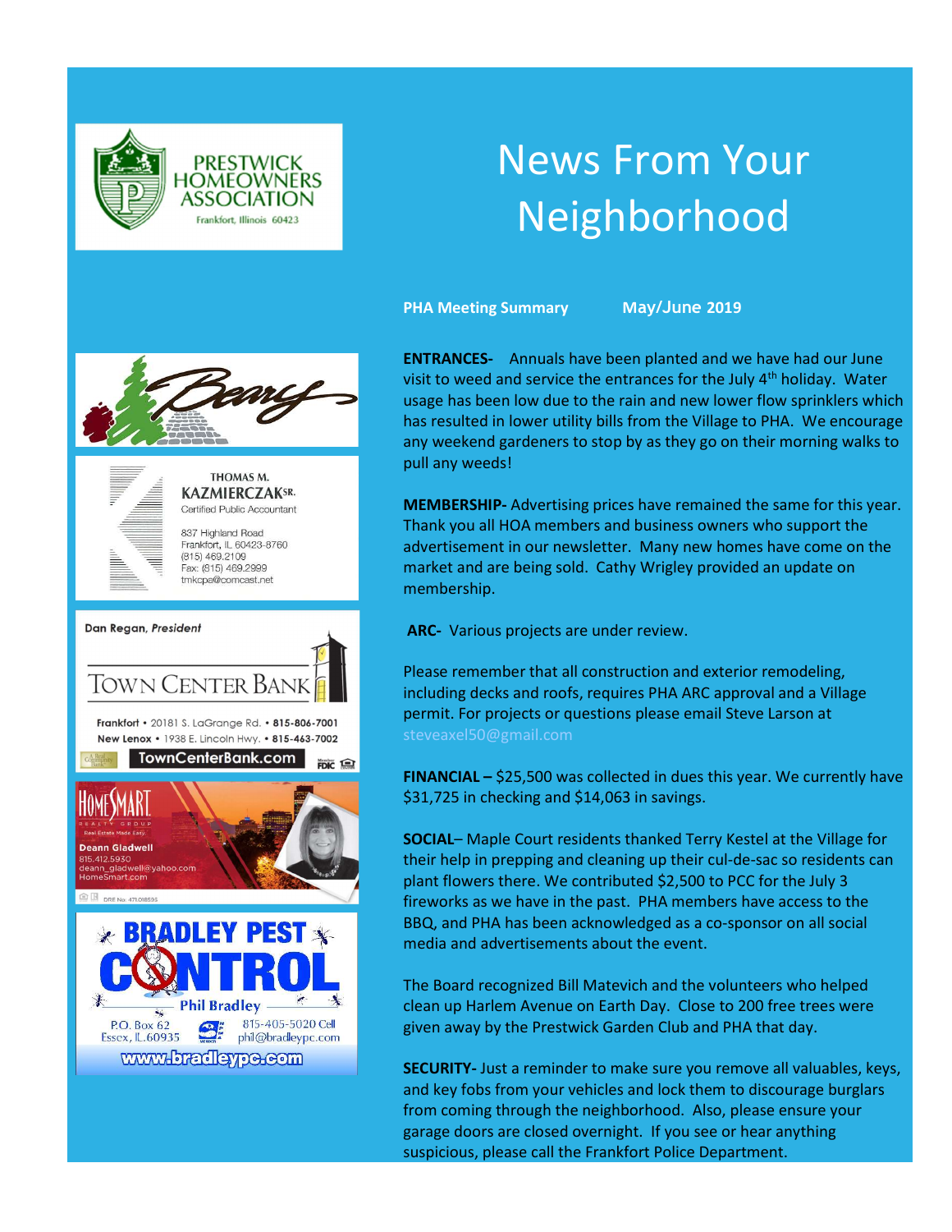PRESTWICK HOMEOWNERS ASSOCIATION
Frankfort, Illinois 60423

# News From Your Neighborhood

**PHA Meeting Summary** **May/June 2019**

**ENTRANCES-** Annuals have been planted and we have had our June visit to weed and service the entrances for the July 4th holiday. Water usage has been low due to the rain and new lower flow sprinklers which has resulted in lower utility bills from the Village to PHA. We encourage any weekend gardeners to stop by as they go on their morning walks to pull any weeds!

**MEMBERSHIP-** Advertising prices have remained the same for this year. Thank you all HOA members and business owners who support the advertisement in our newsletter. Many new homes have come on the market and are being sold. Cathy Wrigley provided an update on membership.

**ARC-** Various projects are under review.

Please remember that all construction and exterior remodeling, including decks and roofs, requires PHA ARC approval and a Village permit. For projects or questions please email Steve Larson at steveaxel50@gmail.com

**FINANCIAL –** $25,500 was collected in dues this year. We currently have $31,725 in checking and $14,063 in savings.

**SOCIAL**– Maple Court residents thanked Terry Kestel at the Village for their help in prepping and cleaning up their cul-de-sac so residents can plant flowers there. We contributed $2,500 to PCC for the July 3 fireworks as we have in the past. PHA members have access to the BBQ, and PHA has been acknowledged as a co-sponsor on all social media and advertisements about the event.

The Board recognized Bill Matevich and the volunteers who helped clean up Harlem Avenue on Earth Day. Close to 200 free trees were given away by the Prestwick Garden Club and PHA that day.

**SECURITY-** Just a reminder to make sure you remove all valuables, keys, and key fobs from your vehicles and lock them to discourage burglars from coming through the neighborhood. Also, please ensure your garage doors are closed overnight. If you see or hear anything suspicious, please call the Frankfort Police Department.

---

Beary

THOMAS M. KAZMIERCZAK SR.
Certified Public Accountant
837 Highland Road
Frankfort, IL 60423-8760
(815) 469.2109
Fax: (815) 469.2999
tmkcpa@comcast.net

Dan Regan, *President*
TOWN CENTER BANK
Frankfort • 20181 S. LaGrange Rd. • 815-806-7001
New Lenox • 1938 E. Lincoln Hwy. • 815-463-7002
TownCenterBank.com

HOMESMART REALTY GROUP
Real Estate Made Easy
Deann Gladwell
815.412.5930
deann_gladwell@yahoo.com
HomeSmart.com
DRE No. 471018595

BRADLEY PEST CONTROL
Phil Bradley
P.O. Box 62
Essex, IL 60935
815-405-5020 Cell
phil@bradleypc.com
www.bradleypc.com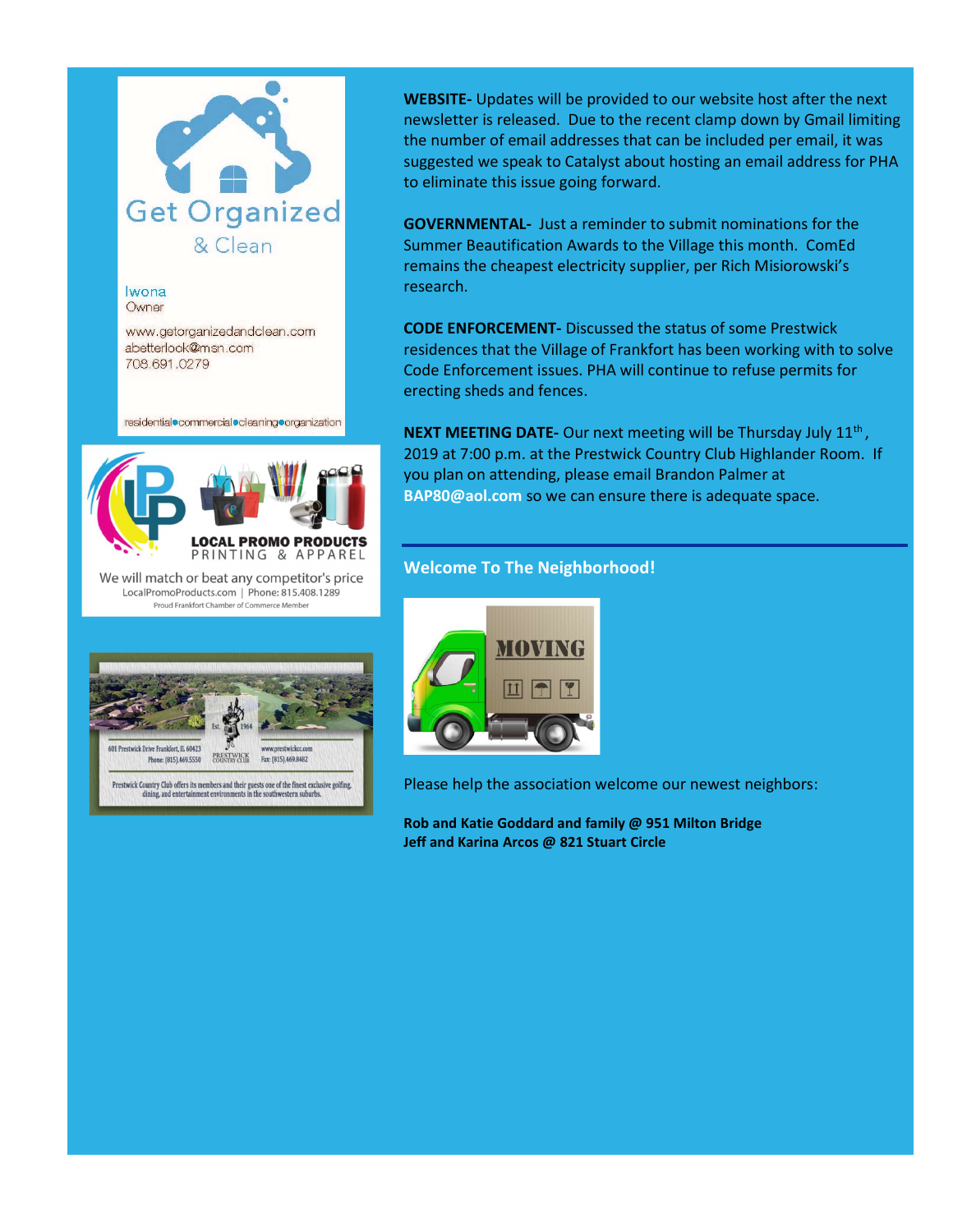Get Organized & Clean

Iwona
Owner

www.getorganizedandclean.com
abetterlook@msn.com
708.691.0279

residential•commercial•cleaning•organization

LOCAL PROMO PRODUCTS
PRINTING & APPAREL

We will match or beat any competitor's price
LocalPromoProducts.com | Phone: 815.408.1289
Proud Frankfort Chamber of Commerce Member

Est. 1964
601 Prestwick Drive Frankfort, IL 60423
Phone: (815) 469.5550
PRESTWICK COUNTRY CLUB
www.prestwickcc.com
Fax: (815) 469.8482

Prestwick Country Club offers its members and their guests one of the finest exclusive golfing, dining, and entertainment environments in the southwestern suburbs.

**WEBSITE-** Updates will be provided to our website host after the next newsletter is released. Due to the recent clamp down by Gmail limiting the number of email addresses that can be included per email, it was suggested we speak to Catalyst about hosting an email address for PHA to eliminate this issue going forward.

**GOVERNMENTAL-** Just a reminder to submit nominations for the Summer Beautification Awards to the Village this month. ComEd remains the cheapest electricity supplier, per Rich Misiorowski's research.

**CODE ENFORCEMENT-** Discussed the status of some Prestwick residences that the Village of Frankfort has been working with to solve Code Enforcement issues. PHA will continue to refuse permits for erecting sheds and fences.

**NEXT MEETING DATE-** Our next meeting will be Thursday July 11th, 2019 at 7:00 p.m. at the Prestwick Country Club Highlander Room. If you plan on attending, please email Brandon Palmer at **BAP80@aol.com** so we can ensure there is adequate space.

## Welcome To The Neighborhood!

MOVING

Please help the association welcome our newest neighbors:

**Rob and Katie Goddard and family @ 951 Milton Bridge**
**Jeff and Karina Arcos @ 821 Stuart Circle**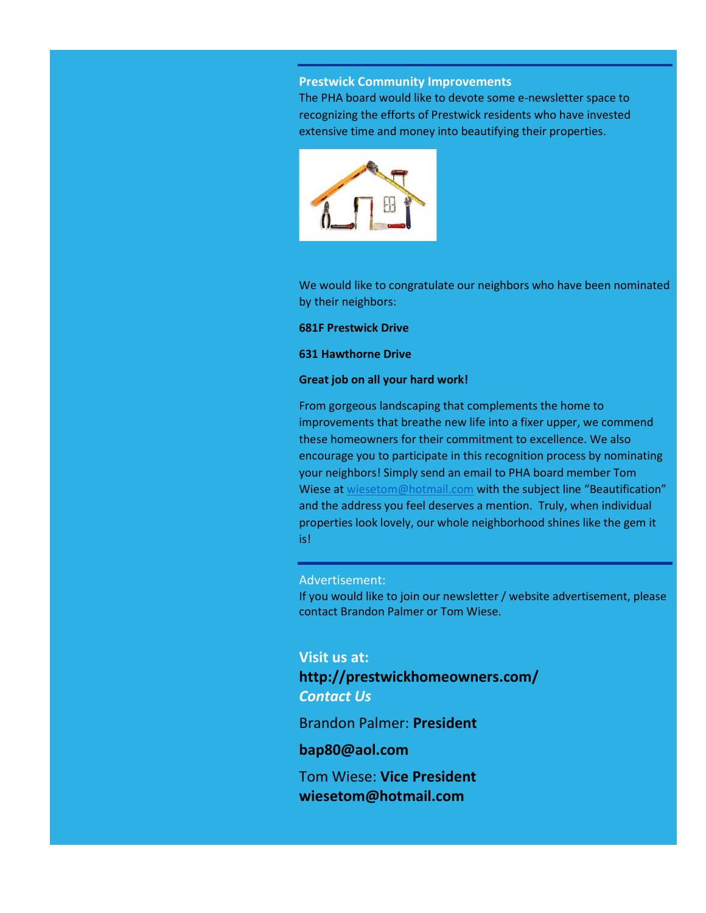## Prestwick Community Improvements

The PHA board would like to devote some e-newsletter space to recognizing the efforts of Prestwick residents who have invested extensive time and money into beautifying their properties.

We would like to congratulate our neighbors who have been nominated by their neighbors:

**681F Prestwick Drive**

**631 Hawthorne Drive**

**Great job on all your hard work!**

From gorgeous landscaping that complements the home to improvements that breathe new life into a fixer upper, we commend these homeowners for their commitment to excellence. We also encourage you to participate in this recognition process by nominating your neighbors! Simply send an email to PHA board member Tom Wiese at [wiesetom@hotmail.com](mailto:wiesetom@hotmail.com) with the subject line "Beautification" and the address you feel deserves a mention. Truly, when individual properties look lovely, our whole neighborhood shines like the gem it is!

---

Advertisement:

If you would like to join our newsletter / website advertisement, please contact Brandon Palmer or Tom Wiese.

**Visit us at:**
**http://prestwickhomeowners.com/**
***Contact Us***

Brandon Palmer: **President**

**bap80@aol.com**

Tom Wiese: **Vice President**
**wiesetom@hotmail.com**